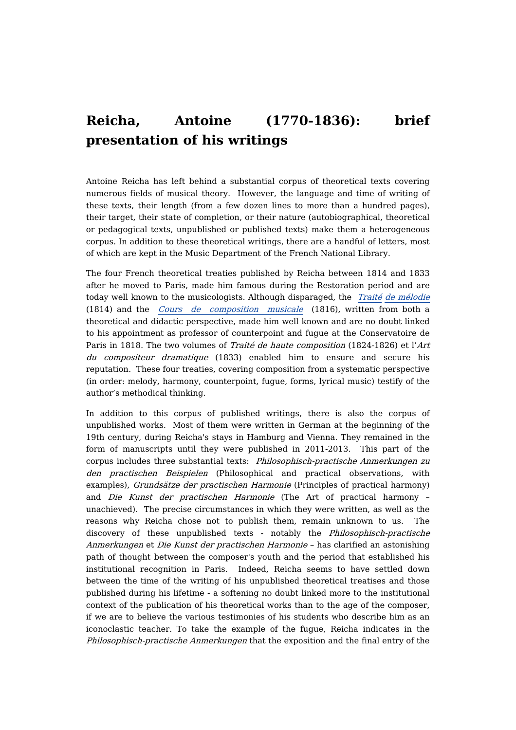# Reicha, Antoine (1770-1836): brief presentation of his writings

Antoine Reicha has left behind a substantial corpus of theoretical texts covering numerous fields of musical theory. However, the language and time of writing of these texts, their length (from a few dozen lines to more than a hundred pages), their target, their state of completion, or their nature (autobiographical, theoretical or pedagogical texts, unpublished or published texts) make them a heterogeneous corpus. In addition to these theoretical writings, there are a handful of letters, most of which are kept in the Music Department of the French National Library.

The four French theoretical treaties published by Reicha between 1814 and 1833 after he moved to Paris, made him famous during the Restoration period and are today well known to the musicologists. Although disparaged, the *Traité de mélodie* (1814) and the *Cours de composition musicale* (1816), written from both a theoretical and didactic perspective, made him well known and are no doubt linked to his appointment as professor of counterpoint and fugue at the Conservatoire de Paris in 1818. The two volumes of *Traité de haute composition* (1824-1826) et l'*Art du compositeur dramatique* (1833) enabled him to ensure and secure his reputation. These four treaties, covering composition from a systematic perspective (in order: melody, harmony, counterpoint, fugue, forms, lyrical music) testify of the author's methodical thinking.

In addition to this corpus of published writings, there is also the corpus of unpublished works. Most of them were written in German at the beginning of the 19th century, during Reicha's stays in Hamburg and Vienna. They remained in the form of manuscripts until they were published in 2011-2013. This part of the corpus includes three substantial texts: *Philosophisch-practische Anmerkungen zu den practischen Beispielen* (Philosophical and practical observations, with examples), *Grundsätze der practischen Harmonie* (Principles of practical harmony) and *Die Kunst der practischen Harmonie* (The Art of practical harmony – unachieved). The precise circumstances in which they were written, as well as the reasons why Reicha chose not to publish them, remain unknown to us. The discovery of these unpublished texts - notably the *Philosophisch-practische Anmerkungen* et *Die Kunst der practischen Harmonie* – has clarified an astonishing path of thought between the composer's youth and the period that established his institutional recognition in Paris. Indeed, Reicha seems to have settled down between the time of the writing of his unpublished theoretical treatises and those published during his lifetime - a softening no doubt linked more to the institutional context of the publication of his theoretical works than to the age of the composer, if we are to believe the various testimonies of his students who describe him as an iconoclastic teacher. To take the example of the fugue, Reicha indicates in the *Philosophisch-practische Anmerkungen* that the exposition and the final entry of the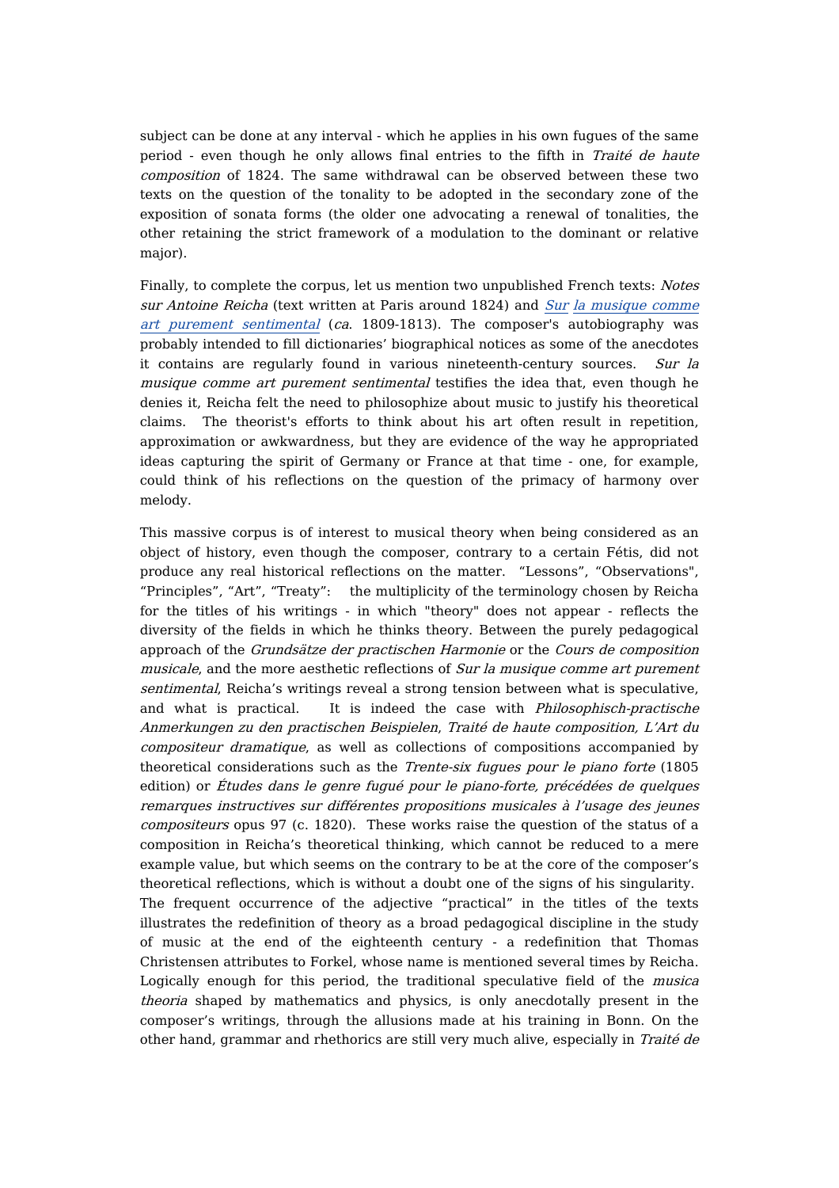subject can be done at any interval - which he applies in his own fugues of the same period - even though he only allows final entries to the fifth in *Traité de haute composition* of 1824. The same withdrawal can be observed between these two texts on the question of the tonality to be adopted in the secondary zone of the exposition of sonata forms (the older one advocating a renewal of tonalities, the other retaining the strict framework of a modulation to the dominant or relative major).

Finally, to complete the corpus, let us mention two unpublished French texts: *Notes sur Antoine Reicha* (text written at Paris around 1824) and *Sur la musique comme art purement sentimental* (*ca*. 1809-1813). The composer's autobiography was probably intended to fill dictionaries' biographical notices as some of the anecdotes it contains are regularly found in various nineteenth-century sources. *Sur la musique comme art purement sentimental* testifies the idea that, even though he denies it, Reicha felt the need to philosophize about music to justify his theoretical claims. The theorist's efforts to think about his art often result in repetition, approximation or awkwardness, but they are evidence of the way he appropriated ideas capturing the spirit of Germany or France at that time - one, for example, could think of his reflections on the question of the primacy of harmony over melody.

This massive corpus is of interest to musical theory when being considered as an object of history, even though the composer, contrary to a certain Fétis, did not produce any real historical reflections on the matter. "Lessons", "Observations", "Principles", "Art", "Treaty": the multiplicity of the terminology chosen by Reicha for the titles of his writings - in which "theory" does not appear - reflects the diversity of the fields in which he thinks theory. Between the purely pedagogical approach of the *Grundsätze der practischen Harmonie* or the *Cours de composition musicale*, and the more aesthetic reflections of *Sur la musique comme art purement sentimental*, Reicha's writings reveal a strong tension between what is speculative, and what is practical. It is indeed the case with *Philosophisch-practische Anmerkungen zu den practischen Beispielen*, *Traité de haute composition, L'Art du compositeur dramatique*, as well as collections of compositions accompanied by theoretical considerations such as the *Trente-six fugues pour le piano forte* (1805 edition) or *Études dans le genre fugué pour le piano-forte, précédées de quelques remarques instructives sur différentes propositions musicales à l'usage des jeunes compositeurs* opus 97 (c. 1820). These works raise the question of the status of a composition in Reicha's theoretical thinking, which cannot be reduced to a mere example value, but which seems on the contrary to be at the core of the composer's theoretical reflections, which is without a doubt one of the signs of his singularity. The frequent occurrence of the adjective "practical" in the titles of the texts illustrates the redefinition of theory as a broad pedagogical discipline in the study of music at the end of the eighteenth century - a redefinition that Thomas Christensen attributes to Forkel, whose name is mentioned several times by Reicha. Logically enough for this period, the traditional speculative field of the *musica theoria* shaped by mathematics and physics, is only anecdotally present in the composer's writings, through the allusions made at his training in Bonn. On the other hand, grammar and rhethorics are still very much alive, especially in *Traité de*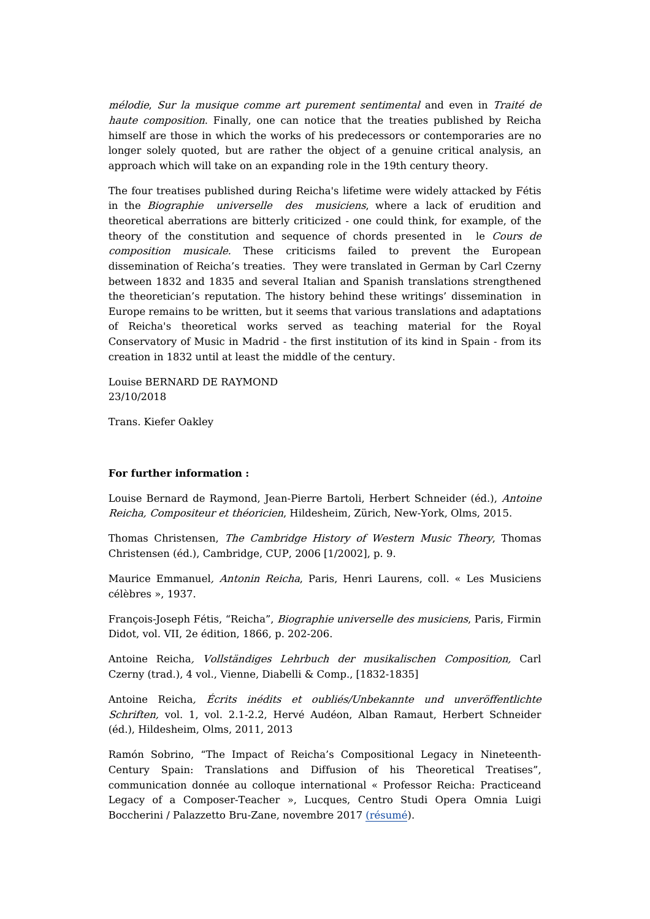*mélodie*, *Sur la musique comme art purement sentimental* and even in *Traité de haute composition*. Finally, one can notice that the treaties published by Reicha himself are those in which the works of his predecessors or contemporaries are no longer solely quoted, but are rather the object of a genuine critical analysis, an approach which will take on an expanding role in the 19th century theory.

The four treatises published during Reicha's lifetime were widely attacked by Fétis in the *Biographie universelle des musiciens*, where a lack of erudition and theoretical aberrations are bitterly criticized - one could think, for example, of the theory of the constitution and sequence of chords presented in le *Cours de composition musicale.* These criticisms failed to prevent the European dissemination of Reicha's treaties. They were translated in German by Carl Czerny between 1832 and 1835 and several Italian and Spanish translations strengthened the theoretician's reputation. The history behind these writings' dissemination in Europe remains to be written, but it seems that various translations and adaptations of Reicha's theoretical works served as teaching material for the Royal Conservatory of Music in Madrid - the first institution of its kind in Spain - from its creation in 1832 until at least the middle of the century.

Louise BERNARD DE RAYMOND
23/10/2018

Trans. Kiefer Oakley

**For further information :**

Louise Bernard de Raymond, Jean-Pierre Bartoli, Herbert Schneider (éd.), *Antoine Reicha, Compositeur et théoricien*, Hildesheim, Zürich, New-York, Olms, 2015.

Thomas Christensen, *The Cambridge History of Western Music Theory*, Thomas Christensen (éd.), Cambridge, CUP, 2006 [1/2002], p. 9.

Maurice Emmanuel, *Antonin Reicha*, Paris, Henri Laurens, coll. « Les Musiciens célèbres », 1937.

François-Joseph Fétis, "Reicha", *Biographie universelle des musiciens*, Paris, Firmin Didot, vol. VII, 2e édition, 1866, p. 202-206.

Antoine Reicha, *Vollständiges Lehrbuch der musikalischen Composition,* Carl Czerny (trad.), 4 vol., Vienne, Diabelli & Comp., [1832-1835]

Antoine Reicha, *Écrits inédits et oubliés/Unbekannte und unveröffentlichte Schriften,* vol. 1, vol. 2.1-2.2, Hervé Audéon, Alban Ramaut, Herbert Schneider (éd.), Hildesheim, Olms, 2011, 2013

Ramón Sobrino, "The Impact of Reicha's Compositional Legacy in Nineteenth-Century Spain: Translations and Diffusion of his Theoretical Treatises", communication donnée au colloque international « Professor Reicha: Practiceand Legacy of a Composer-Teacher », Lucques, Centro Studi Opera Omnia Luigi Boccherini / Palazzetto Bru-Zane, novembre 2017 (résumé).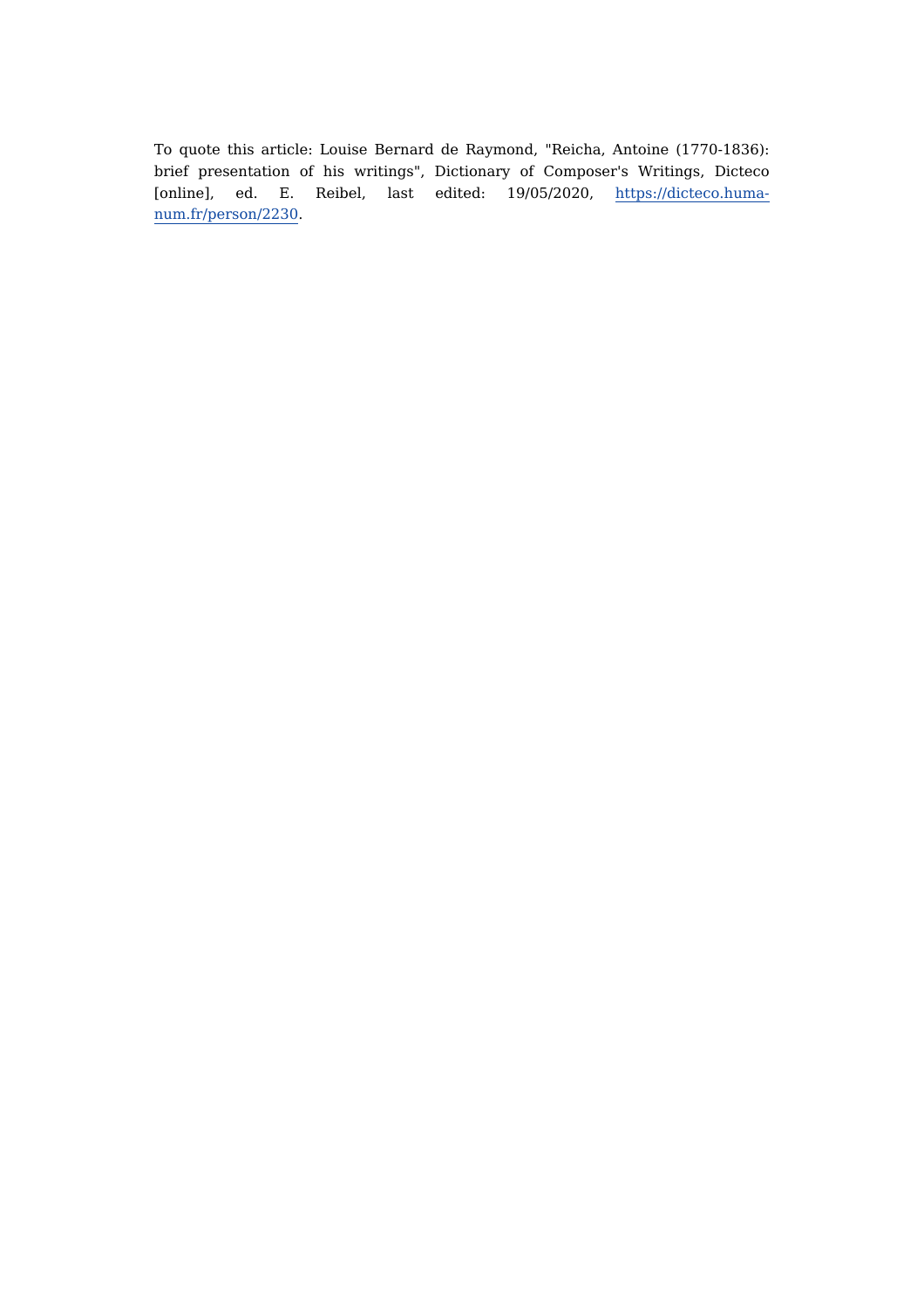To quote this article: Louise Bernard de Raymond, "Reicha, Antoine (1770-1836): brief presentation of his writings", Dictionary of Composer's Writings, Dicteco [online], ed. E. Reibel, last edited: 19/05/2020, [https://dicteco.huma-num.fr/person/2230](https://dicteco.huma-num.fr/person/2230).